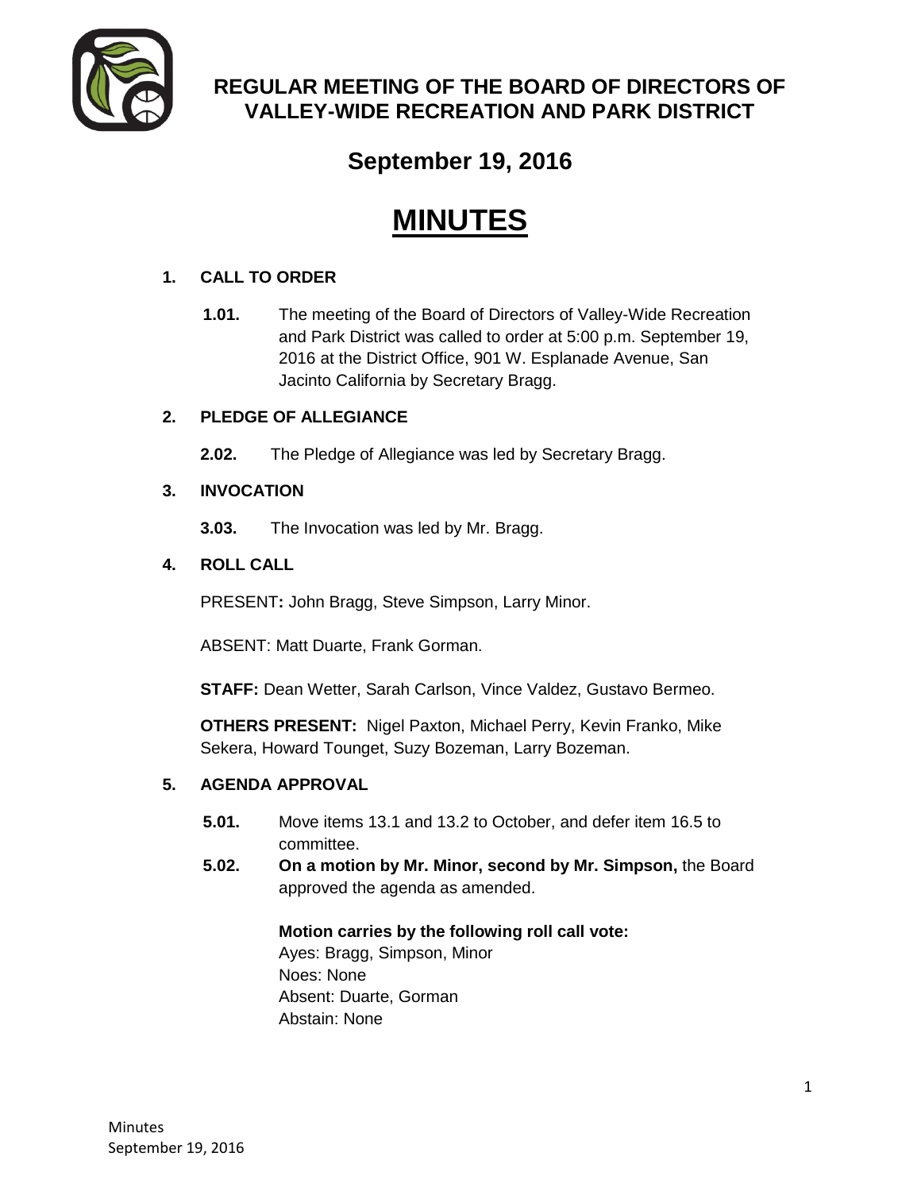# REGULAR MEETING OF THE BOARD OF DIRECTORS OF VALLEY-WIDE RECREATION AND PARK DISTRICT

## September 19, 2016

# MINUTES

### 1. CALL TO ORDER

**1.01.** The meeting of the Board of Directors of Valley-Wide Recreation and Park District was called to order at 5:00 p.m. September 19, 2016 at the District Office, 901 W. Esplanade Avenue, San Jacinto California by Secretary Bragg.

### 2. PLEDGE OF ALLEGIANCE

**2.02.** The Pledge of Allegiance was led by Secretary Bragg.

### 3. INVOCATION

**3.03.** The Invocation was led by Mr. Bragg.

### 4. ROLL CALL

PRESENT**:** John Bragg, Steve Simpson, Larry Minor.

ABSENT: Matt Duarte, Frank Gorman.

**STAFF:** Dean Wetter, Sarah Carlson, Vince Valdez, Gustavo Bermeo.

**OTHERS PRESENT:** Nigel Paxton, Michael Perry, Kevin Franko, Mike Sekera, Howard Tounget, Suzy Bozeman, Larry Bozeman.

### 5. AGENDA APPROVAL

**5.01.** Move items 13.1 and 13.2 to October, and defer item 16.5 to committee.

**5.02.** **On a motion by Mr. Minor, second by Mr. Simpson,** the Board approved the agenda as amended.

**Motion carries by the following roll call vote:**
Ayes: Bragg, Simpson, Minor
Noes: None
Absent: Duarte, Gorman
Abstain: None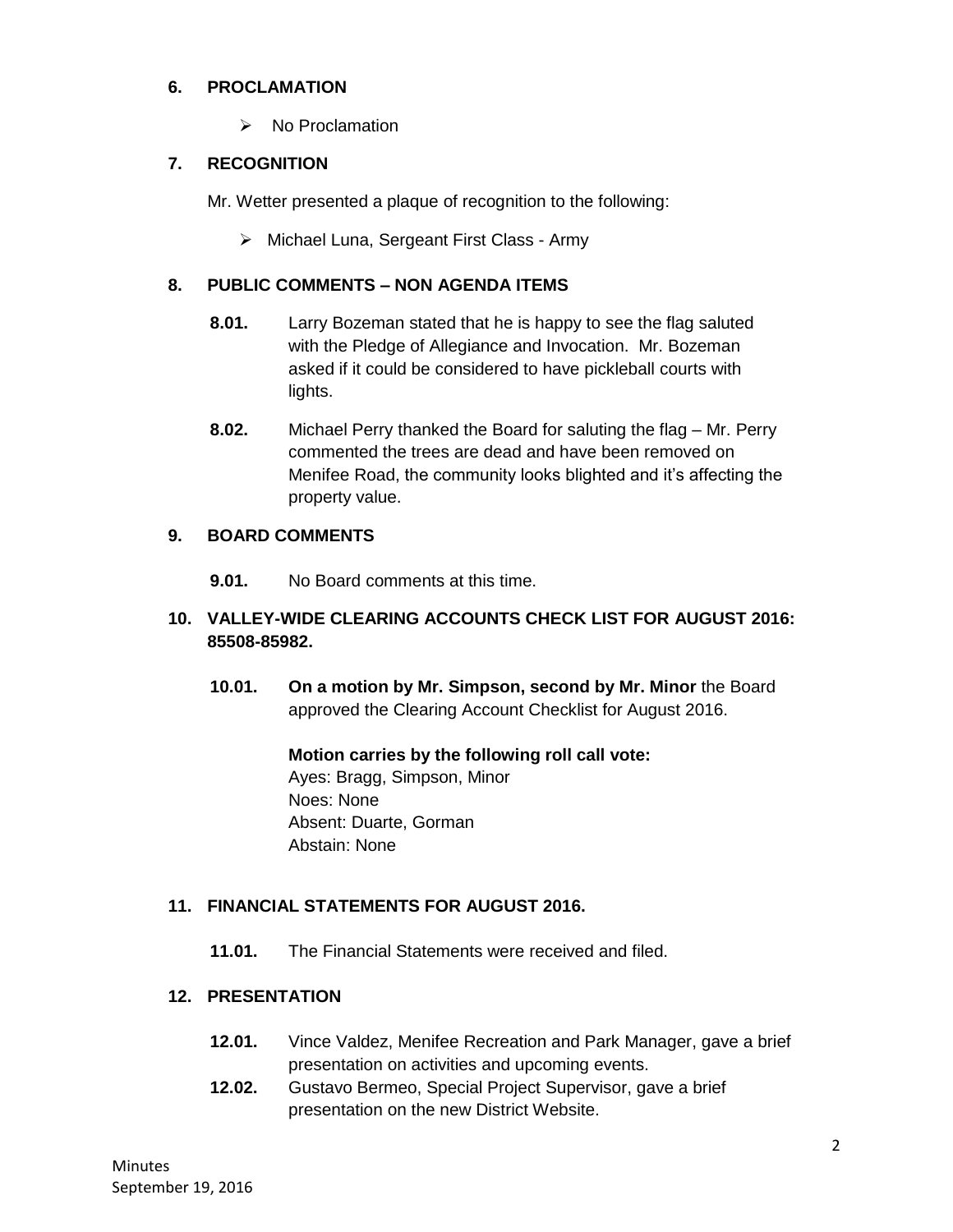## 6. PROCLAMATION

- No Proclamation

## 7. RECOGNITION

Mr. Wetter presented a plaque of recognition to the following:

- Michael Luna, Sergeant First Class - Army

## 8. PUBLIC COMMENTS – NON AGENDA ITEMS

**8.01.** Larry Bozeman stated that he is happy to see the flag saluted with the Pledge of Allegiance and Invocation. Mr. Bozeman asked if it could be considered to have pickleball courts with lights.

**8.02.** Michael Perry thanked the Board for saluting the flag – Mr. Perry commented the trees are dead and have been removed on Menifee Road, the community looks blighted and it's affecting the property value.

## 9. BOARD COMMENTS

**9.01.** No Board comments at this time.

## 10. VALLEY-WIDE CLEARING ACCOUNTS CHECK LIST FOR AUGUST 2016: 85508-85982.

**10.01.** **On a motion by Mr. Simpson, second by Mr. Minor** the Board approved the Clearing Account Checklist for August 2016.

**Motion carries by the following roll call vote:**
Ayes: Bragg, Simpson, Minor
Noes: None
Absent: Duarte, Gorman
Abstain: None

## 11. FINANCIAL STATEMENTS FOR AUGUST 2016.

**11.01.** The Financial Statements were received and filed.

## 12. PRESENTATION

**12.01.** Vince Valdez, Menifee Recreation and Park Manager, gave a brief presentation on activities and upcoming events.

**12.02.** Gustavo Bermeo, Special Project Supervisor, gave a brief presentation on the new District Website.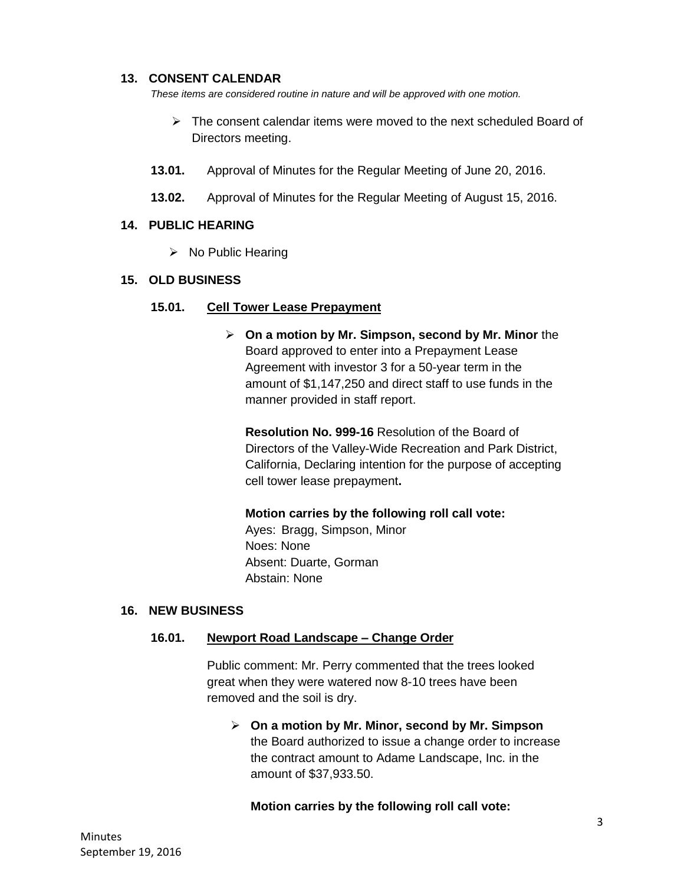## 13. CONSENT CALENDAR

*These items are considered routine in nature and will be approved with one motion.*

- The consent calendar items were moved to the next scheduled Board of Directors meeting.

**13.01.** Approval of Minutes for the Regular Meeting of June 20, 2016.

**13.02.** Approval of Minutes for the Regular Meeting of August 15, 2016.

## 14. PUBLIC HEARING

- No Public Hearing

## 15. OLD BUSINESS

### 15.01. Cell Tower Lease Prepayment

- **On a motion by Mr. Simpson, second by Mr. Minor** the Board approved to enter into a Prepayment Lease Agreement with investor 3 for a 50-year term in the amount of $1,147,250 and direct staff to use funds in the manner provided in staff report.

  **Resolution No. 999-16** Resolution of the Board of Directors of the Valley-Wide Recreation and Park District, California, Declaring intention for the purpose of accepting cell tower lease prepayment**.**

  **Motion carries by the following roll call vote:**
  Ayes: Bragg, Simpson, Minor
  Noes: None
  Absent: Duarte, Gorman
  Abstain: None

## 16. NEW BUSINESS

### 16.01. Newport Road Landscape – Change Order

Public comment: Mr. Perry commented that the trees looked great when they were watered now 8-10 trees have been removed and the soil is dry.

- **On a motion by Mr. Minor, second by Mr. Simpson** the Board authorized to issue a change order to increase the contract amount to Adame Landscape, Inc. in the amount of $37,933.50.

  **Motion carries by the following roll call vote:**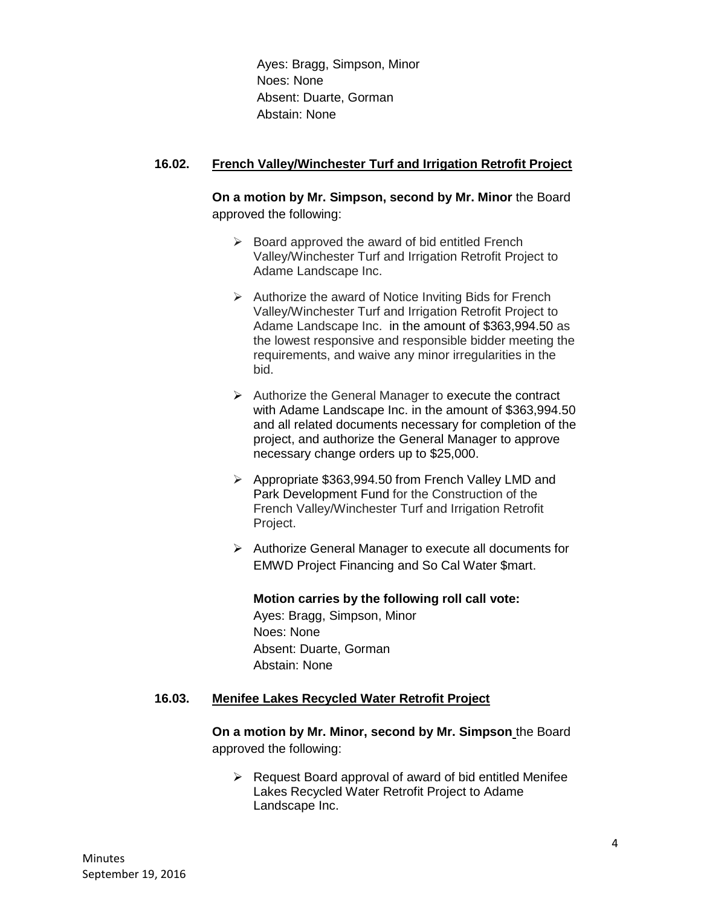Ayes: Bragg, Simpson, Minor
Noes: None
Absent: Duarte, Gorman
Abstain: None

**16.02. French Valley/Winchester Turf and Irrigation Retrofit Project**

**On a motion by Mr. Simpson, second by Mr. Minor** the Board approved the following:

- Board approved the award of bid entitled French Valley/Winchester Turf and Irrigation Retrofit Project to Adame Landscape Inc.
- Authorize the award of Notice Inviting Bids for French Valley/Winchester Turf and Irrigation Retrofit Project to Adame Landscape Inc. in the amount of $363,994.50 as the lowest responsive and responsible bidder meeting the requirements, and waive any minor irregularities in the bid.
- Authorize the General Manager to execute the contract with Adame Landscape Inc. in the amount of $363,994.50 and all related documents necessary for completion of the project, and authorize the General Manager to approve necessary change orders up to $25,000.
- Appropriate $363,994.50 from French Valley LMD and Park Development Fund for the Construction of the French Valley/Winchester Turf and Irrigation Retrofit Project.
- Authorize General Manager to execute all documents for EMWD Project Financing and So Cal Water $mart.

**Motion carries by the following roll call vote:**
Ayes: Bragg, Simpson, Minor
Noes: None
Absent: Duarte, Gorman
Abstain: None

**16.03. Menifee Lakes Recycled Water Retrofit Project**

**On a motion by Mr. Minor, second by Mr. Simpson** the Board approved the following:

- Request Board approval of award of bid entitled Menifee Lakes Recycled Water Retrofit Project to Adame Landscape Inc.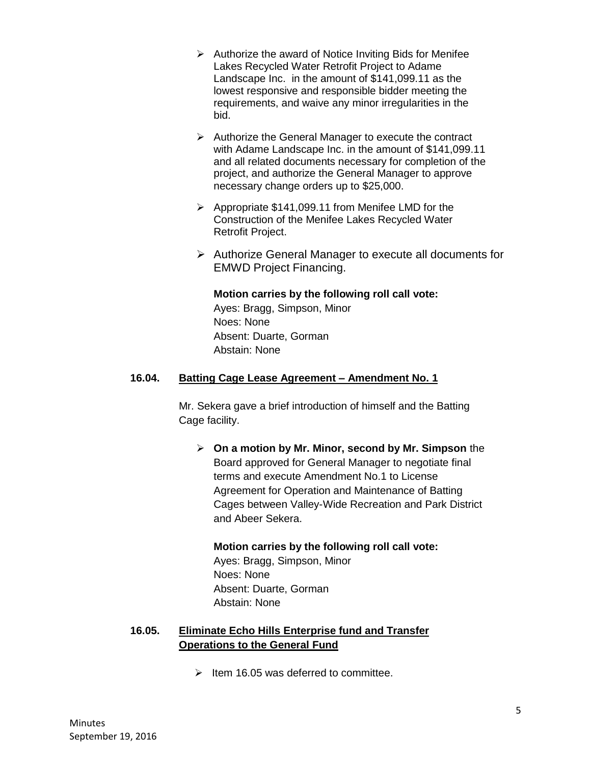- Authorize the award of Notice Inviting Bids for Menifee Lakes Recycled Water Retrofit Project to Adame Landscape Inc. in the amount of $141,099.11 as the lowest responsive and responsible bidder meeting the requirements, and waive any minor irregularities in the bid.
- Authorize the General Manager to execute the contract with Adame Landscape Inc. in the amount of $141,099.11 and all related documents necessary for completion of the project, and authorize the General Manager to approve necessary change orders up to $25,000.
- Appropriate $141,099.11 from Menifee LMD for the Construction of the Menifee Lakes Recycled Water Retrofit Project.
- Authorize General Manager to execute all documents for EMWD Project Financing.

**Motion carries by the following roll call vote:**
Ayes: Bragg, Simpson, Minor
Noes: None
Absent: Duarte, Gorman
Abstain: None

**16.04. Batting Cage Lease Agreement – Amendment No. 1**

Mr. Sekera gave a brief introduction of himself and the Batting Cage facility.

- **On a motion by Mr. Minor, second by Mr. Simpson** the Board approved for General Manager to negotiate final terms and execute Amendment No.1 to License Agreement for Operation and Maintenance of Batting Cages between Valley-Wide Recreation and Park District and Abeer Sekera.

**Motion carries by the following roll call vote:**
Ayes: Bragg, Simpson, Minor
Noes: None
Absent: Duarte, Gorman
Abstain: None

**16.05. Eliminate Echo Hills Enterprise fund and Transfer Operations to the General Fund**

- Item 16.05 was deferred to committee.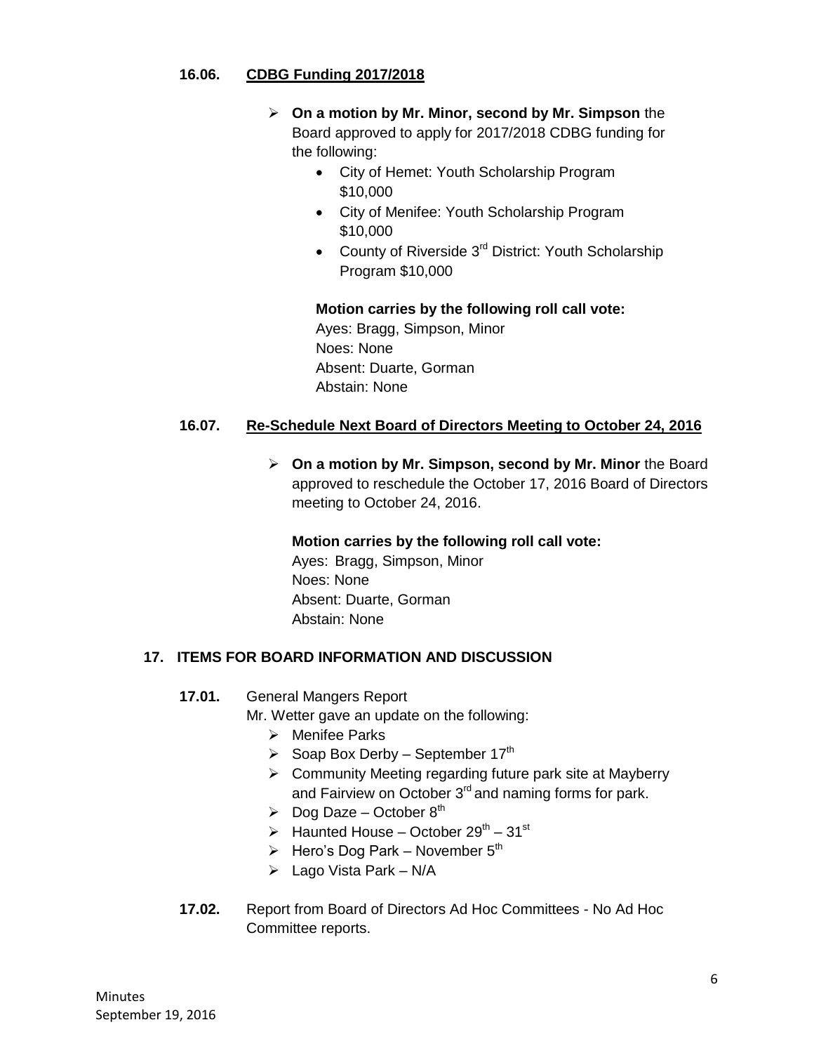### 16.06. CDBG Funding 2017/2018

- **On a motion by Mr. Minor, second by Mr. Simpson** the Board approved to apply for 2017/2018 CDBG funding for the following:
  - City of Hemet: Youth Scholarship Program $10,000
  - City of Menifee: Youth Scholarship Program $10,000
  - County of Riverside 3rd District: Youth Scholarship Program $10,000

  **Motion carries by the following roll call vote:**
  Ayes: Bragg, Simpson, Minor
  Noes: None
  Absent: Duarte, Gorman
  Abstain: None

### 16.07. Re-Schedule Next Board of Directors Meeting to October 24, 2016

- **On a motion by Mr. Simpson, second by Mr. Minor** the Board approved to reschedule the October 17, 2016 Board of Directors meeting to October 24, 2016.

  **Motion carries by the following roll call vote:**
  Ayes: Bragg, Simpson, Minor
  Noes: None
  Absent: Duarte, Gorman
  Abstain: None

## 17. ITEMS FOR BOARD INFORMATION AND DISCUSSION

**17.01.** General Mangers Report
Mr. Wetter gave an update on the following:
- Menifee Parks
- Soap Box Derby – September 17th
- Community Meeting regarding future park site at Mayberry and Fairview on October 3rd and naming forms for park.
- Dog Daze – October 8th
- Haunted House – October 29th – 31st
- Hero's Dog Park – November 5th
- Lago Vista Park – N/A

**17.02.** Report from Board of Directors Ad Hoc Committees - No Ad Hoc Committee reports.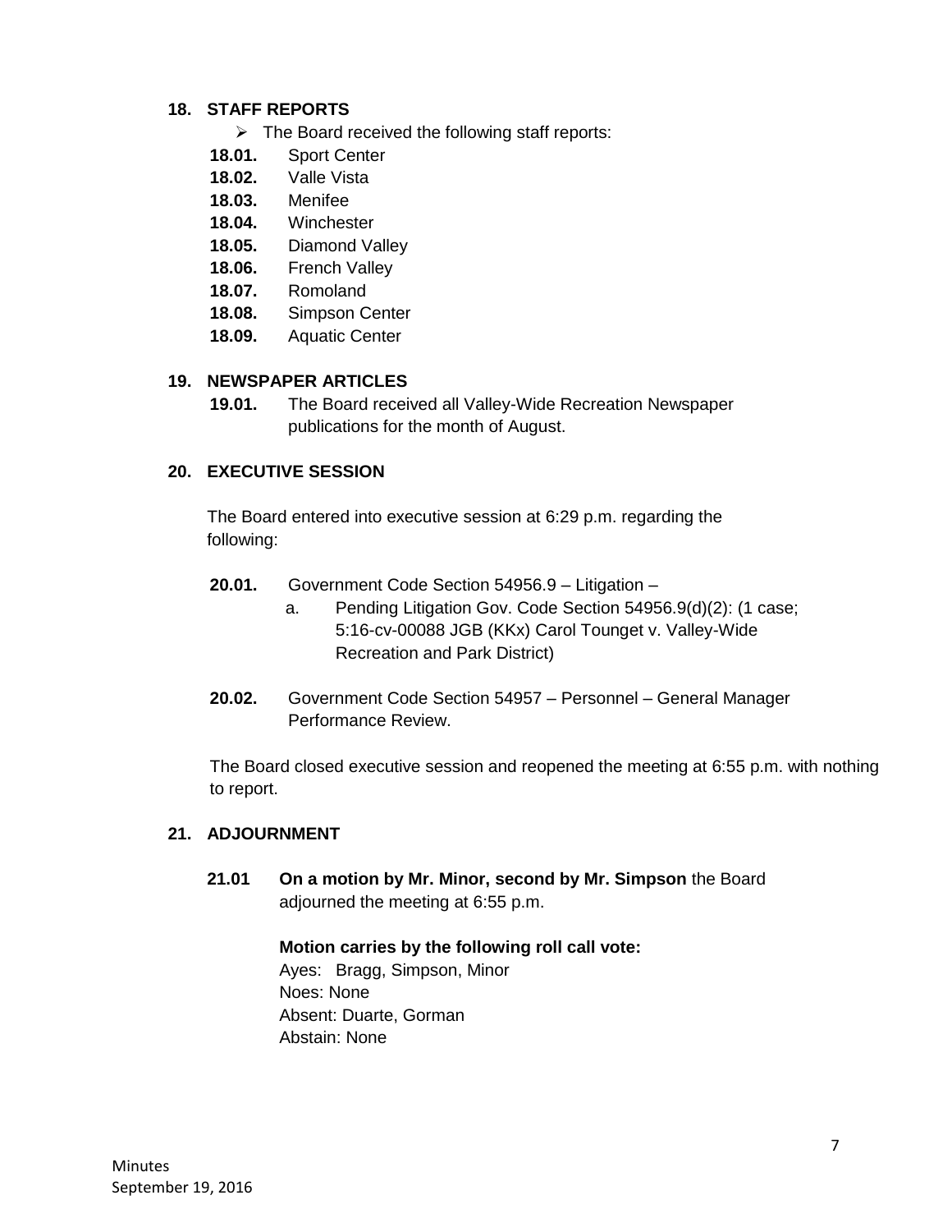## 18. STAFF REPORTS

- The Board received the following staff reports:

**18.01.** Sport Center
**18.02.** Valle Vista
**18.03.** Menifee
**18.04.** Winchester
**18.05.** Diamond Valley
**18.06.** French Valley
**18.07.** Romoland
**18.08.** Simpson Center
**18.09.** Aquatic Center

## 19. NEWSPAPER ARTICLES

**19.01.** The Board received all Valley-Wide Recreation Newspaper publications for the month of August.

## 20. EXECUTIVE SESSION

The Board entered into executive session at 6:29 p.m. regarding the following:

**20.01.** Government Code Section 54956.9 – Litigation –

a. Pending Litigation Gov. Code Section 54956.9(d)(2): (1 case; 5:16-cv-00088 JGB (KKx) Carol Tounget v. Valley-Wide Recreation and Park District)

**20.02.** Government Code Section 54957 – Personnel – General Manager Performance Review.

The Board closed executive session and reopened the meeting at 6:55 p.m. with nothing to report.

## 21. ADJOURNMENT

**21.01** **On a motion by Mr. Minor, second by Mr. Simpson** the Board adjourned the meeting at 6:55 p.m.

**Motion carries by the following roll call vote:**
Ayes: Bragg, Simpson, Minor
Noes: None
Absent: Duarte, Gorman
Abstain: None

Minutes
September 19, 2016